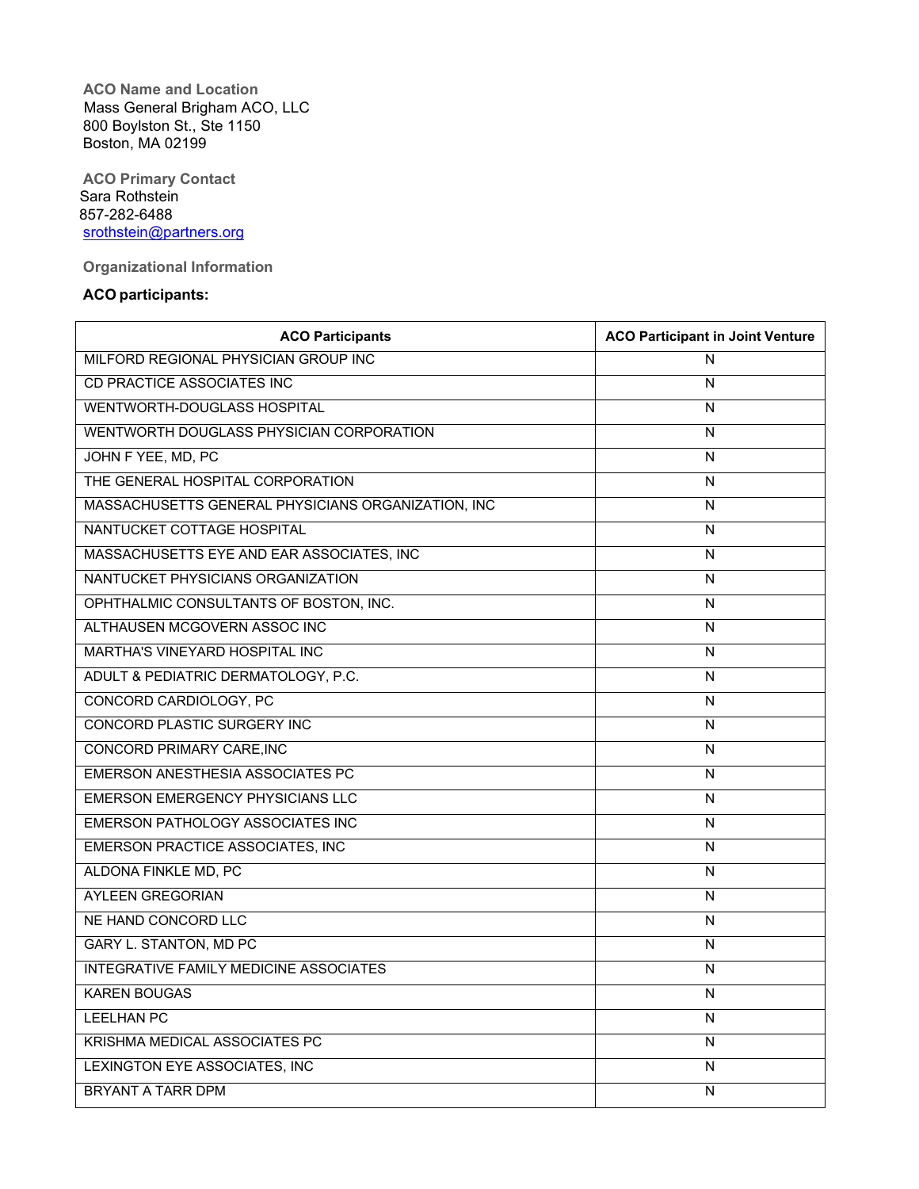**ACO Name and Location**
Mass General Brigham ACO, LLC
800 Boylston St., Ste 1150
Boston, MA 02199

**ACO Primary Contact**
Sara Rothstein
857-282-6488
srothstein@partners.org

**Organizational Information**

**ACO participants:**

| ACO Participants | ACO Participant in Joint Venture |
|---|---|
| MILFORD REGIONAL PHYSICIAN GROUP INC | N |
| CD PRACTICE ASSOCIATES INC | N |
| WENTWORTH-DOUGLASS HOSPITAL | N |
| WENTWORTH DOUGLASS PHYSICIAN CORPORATION | N |
| JOHN F YEE, MD, PC | N |
| THE GENERAL HOSPITAL CORPORATION | N |
| MASSACHUSETTS GENERAL PHYSICIANS ORGANIZATION, INC | N |
| NANTUCKET COTTAGE HOSPITAL | N |
| MASSACHUSETTS EYE AND EAR ASSOCIATES, INC | N |
| NANTUCKET PHYSICIANS ORGANIZATION | N |
| OPHTHALMIC CONSULTANTS OF BOSTON, INC. | N |
| ALTHAUSEN MCGOVERN ASSOC INC | N |
| MARTHA'S VINEYARD HOSPITAL INC | N |
| ADULT & PEDIATRIC DERMATOLOGY, P.C. | N |
| CONCORD CARDIOLOGY, PC | N |
| CONCORD PLASTIC SURGERY INC | N |
| CONCORD PRIMARY CARE,INC | N |
| EMERSON ANESTHESIA ASSOCIATES PC | N |
| EMERSON EMERGENCY PHYSICIANS LLC | N |
| EMERSON PATHOLOGY ASSOCIATES INC | N |
| EMERSON PRACTICE ASSOCIATES, INC | N |
| ALDONA FINKLE MD, PC | N |
| AYLEEN GREGORIAN | N |
| NE HAND CONCORD LLC | N |
| GARY L. STANTON, MD PC | N |
| INTEGRATIVE FAMILY MEDICINE ASSOCIATES | N |
| KAREN BOUGAS | N |
| LEELHAN PC | N |
| KRISHMA MEDICAL ASSOCIATES PC | N |
| LEXINGTON EYE ASSOCIATES, INC | N |
| BRYANT A TARR DPM | N |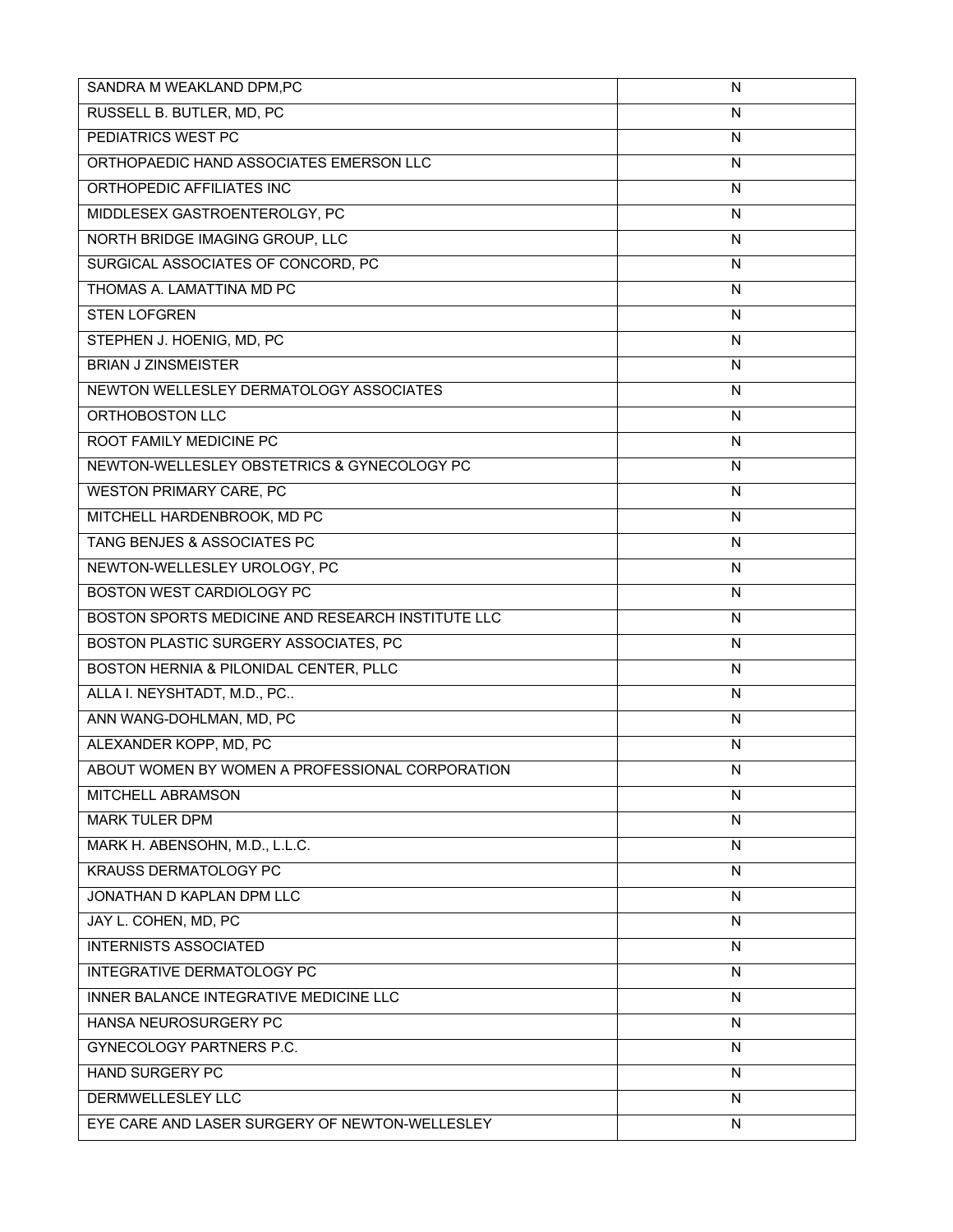| | |
|---|---|
| SANDRA M WEAKLAND DPM,PC | N |
| RUSSELL B. BUTLER, MD, PC | N |
| PEDIATRICS WEST PC | N |
| ORTHOPAEDIC HAND ASSOCIATES EMERSON LLC | N |
| ORTHOPEDIC AFFILIATES INC | N |
| MIDDLESEX GASTROENTEROLGY, PC | N |
| NORTH BRIDGE IMAGING GROUP, LLC | N |
| SURGICAL ASSOCIATES OF CONCORD, PC | N |
| THOMAS A. LAMATTINA MD PC | N |
| STEN LOFGREN | N |
| STEPHEN J. HOENIG, MD, PC | N |
| BRIAN J ZINSMEISTER | N |
| NEWTON WELLESLEY DERMATOLOGY ASSOCIATES | N |
| ORTHOBOSTON LLC | N |
| ROOT FAMILY MEDICINE PC | N |
| NEWTON-WELLESLEY OBSTETRICS & GYNECOLOGY PC | N |
| WESTON PRIMARY CARE, PC | N |
| MITCHELL HARDENBROOK, MD PC | N |
| TANG BENJES & ASSOCIATES PC | N |
| NEWTON-WELLESLEY UROLOGY, PC | N |
| BOSTON WEST CARDIOLOGY PC | N |
| BOSTON SPORTS MEDICINE AND RESEARCH INSTITUTE LLC | N |
| BOSTON PLASTIC SURGERY ASSOCIATES, PC | N |
| BOSTON HERNIA & PILONIDAL CENTER, PLLC | N |
| ALLA I. NEYSHTADT, M.D., PC.. | N |
| ANN WANG-DOHLMAN, MD, PC | N |
| ALEXANDER KOPP, MD, PC | N |
| ABOUT WOMEN BY WOMEN A PROFESSIONAL CORPORATION | N |
| MITCHELL ABRAMSON | N |
| MARK TULER DPM | N |
| MARK H. ABENSOHN, M.D., L.L.C. | N |
| KRAUSS DERMATOLOGY PC | N |
| JONATHAN D KAPLAN DPM LLC | N |
| JAY L. COHEN, MD, PC | N |
| INTERNISTS ASSOCIATED | N |
| INTEGRATIVE DERMATOLOGY PC | N |
| INNER BALANCE INTEGRATIVE MEDICINE LLC | N |
| HANSA NEUROSURGERY PC | N |
| GYNECOLOGY PARTNERS P.C. | N |
| HAND SURGERY PC | N |
| DERMWELLESLEY LLC | N |
| EYE CARE AND LASER SURGERY OF NEWTON-WELLESLEY | N |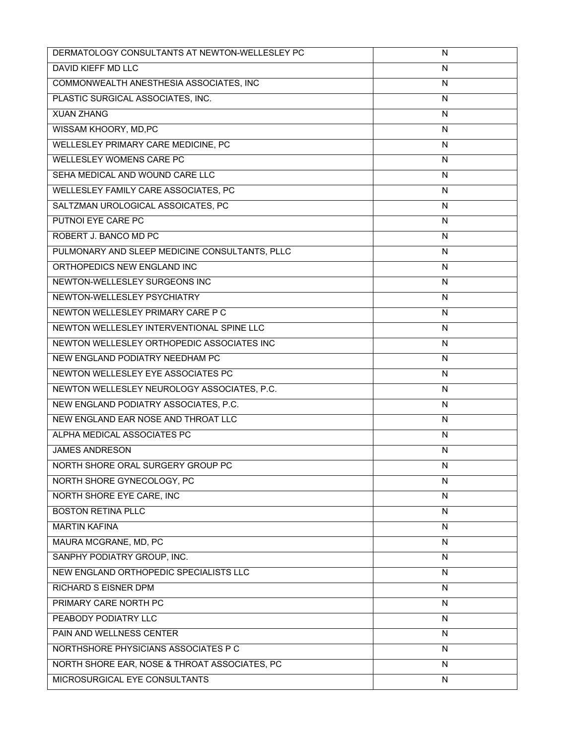| | |
|---|---|
| DERMATOLOGY CONSULTANTS AT NEWTON-WELLESLEY PC | N |
| DAVID KIEFF MD LLC | N |
| COMMONWEALTH ANESTHESIA ASSOCIATES, INC | N |
| PLASTIC SURGICAL ASSOCIATES, INC. | N |
| XUAN ZHANG | N |
| WISSAM KHOORY, MD,PC | N |
| WELLESLEY PRIMARY CARE MEDICINE, PC | N |
| WELLESLEY WOMENS CARE PC | N |
| SEHA MEDICAL AND WOUND CARE LLC | N |
| WELLESLEY FAMILY CARE ASSOCIATES, PC | N |
| SALTZMAN UROLOGICAL ASSOICATES, PC | N |
| PUTNOI EYE CARE PC | N |
| ROBERT J. BANCO MD PC | N |
| PULMONARY AND SLEEP MEDICINE CONSULTANTS, PLLC | N |
| ORTHOPEDICS NEW ENGLAND INC | N |
| NEWTON-WELLESLEY SURGEONS INC | N |
| NEWTON-WELLESLEY PSYCHIATRY | N |
| NEWTON WELLESLEY PRIMARY CARE P C | N |
| NEWTON WELLESLEY INTERVENTIONAL SPINE LLC | N |
| NEWTON WELLESLEY ORTHOPEDIC ASSOCIATES INC | N |
| NEW ENGLAND PODIATRY NEEDHAM PC | N |
| NEWTON WELLESLEY EYE ASSOCIATES PC | N |
| NEWTON WELLESLEY NEUROLOGY ASSOCIATES, P.C. | N |
| NEW ENGLAND PODIATRY ASSOCIATES, P.C. | N |
| NEW ENGLAND EAR NOSE AND THROAT LLC | N |
| ALPHA MEDICAL ASSOCIATES PC | N |
| JAMES ANDRESON | N |
| NORTH SHORE ORAL SURGERY GROUP PC | N |
| NORTH SHORE GYNECOLOGY, PC | N |
| NORTH SHORE EYE CARE, INC | N |
| BOSTON RETINA PLLC | N |
| MARTIN KAFINA | N |
| MAURA MCGRANE, MD, PC | N |
| SANPHY PODIATRY GROUP, INC. | N |
| NEW ENGLAND ORTHOPEDIC SPECIALISTS LLC | N |
| RICHARD S EISNER DPM | N |
| PRIMARY CARE NORTH PC | N |
| PEABODY PODIATRY LLC | N |
| PAIN AND WELLNESS CENTER | N |
| NORTHSHORE PHYSICIANS ASSOCIATES P C | N |
| NORTH SHORE EAR, NOSE & THROAT ASSOCIATES, PC | N |
| MICROSURGICAL EYE CONSULTANTS | N |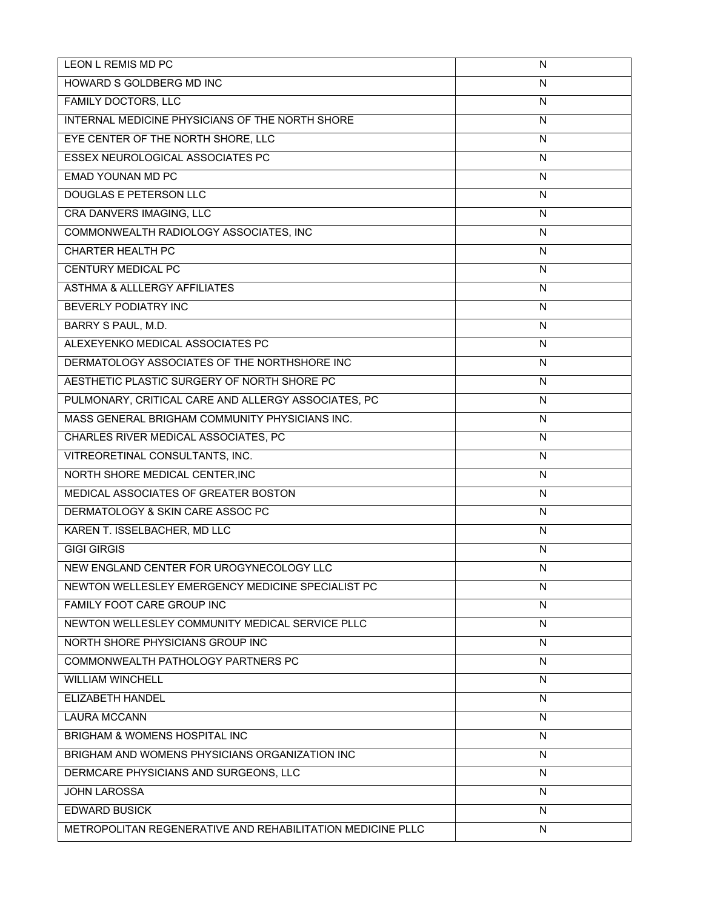| | |
|---|---|
| LEON L REMIS MD PC | N |
| HOWARD S GOLDBERG MD INC | N |
| FAMILY DOCTORS, LLC | N |
| INTERNAL MEDICINE PHYSICIANS OF THE NORTH SHORE | N |
| EYE CENTER OF THE NORTH SHORE, LLC | N |
| ESSEX NEUROLOGICAL ASSOCIATES PC | N |
| EMAD YOUNAN MD PC | N |
| DOUGLAS E PETERSON LLC | N |
| CRA DANVERS IMAGING, LLC | N |
| COMMONWEALTH RADIOLOGY ASSOCIATES, INC | N |
| CHARTER HEALTH PC | N |
| CENTURY MEDICAL PC | N |
| ASTHMA & ALLLERGY AFFILIATES | N |
| BEVERLY PODIATRY INC | N |
| BARRY S PAUL, M.D. | N |
| ALEXEYENKO MEDICAL ASSOCIATES PC | N |
| DERMATOLOGY ASSOCIATES OF THE NORTHSHORE INC | N |
| AESTHETIC PLASTIC SURGERY OF NORTH SHORE PC | N |
| PULMONARY, CRITICAL CARE AND ALLERGY ASSOCIATES, PC | N |
| MASS GENERAL BRIGHAM COMMUNITY PHYSICIANS INC. | N |
| CHARLES RIVER MEDICAL ASSOCIATES, PC | N |
| VITREORETINAL CONSULTANTS, INC. | N |
| NORTH SHORE MEDICAL CENTER,INC | N |
| MEDICAL ASSOCIATES OF GREATER BOSTON | N |
| DERMATOLOGY & SKIN CARE ASSOC PC | N |
| KAREN T. ISSELBACHER, MD LLC | N |
| GIGI GIRGIS | N |
| NEW ENGLAND CENTER FOR UROGYNECOLOGY LLC | N |
| NEWTON WELLESLEY EMERGENCY MEDICINE SPECIALIST PC | N |
| FAMILY FOOT CARE GROUP INC | N |
| NEWTON WELLESLEY COMMUNITY MEDICAL SERVICE PLLC | N |
| NORTH SHORE PHYSICIANS GROUP INC | N |
| COMMONWEALTH PATHOLOGY PARTNERS PC | N |
| WILLIAM WINCHELL | N |
| ELIZABETH HANDEL | N |
| LAURA MCCANN | N |
| BRIGHAM & WOMENS HOSPITAL INC | N |
| BRIGHAM AND WOMENS PHYSICIANS ORGANIZATION INC | N |
| DERMCARE PHYSICIANS AND SURGEONS, LLC | N |
| JOHN LAROSSA | N |
| EDWARD BUSICK | N |
| METROPOLITAN REGENERATIVE AND REHABILITATION MEDICINE PLLC | N |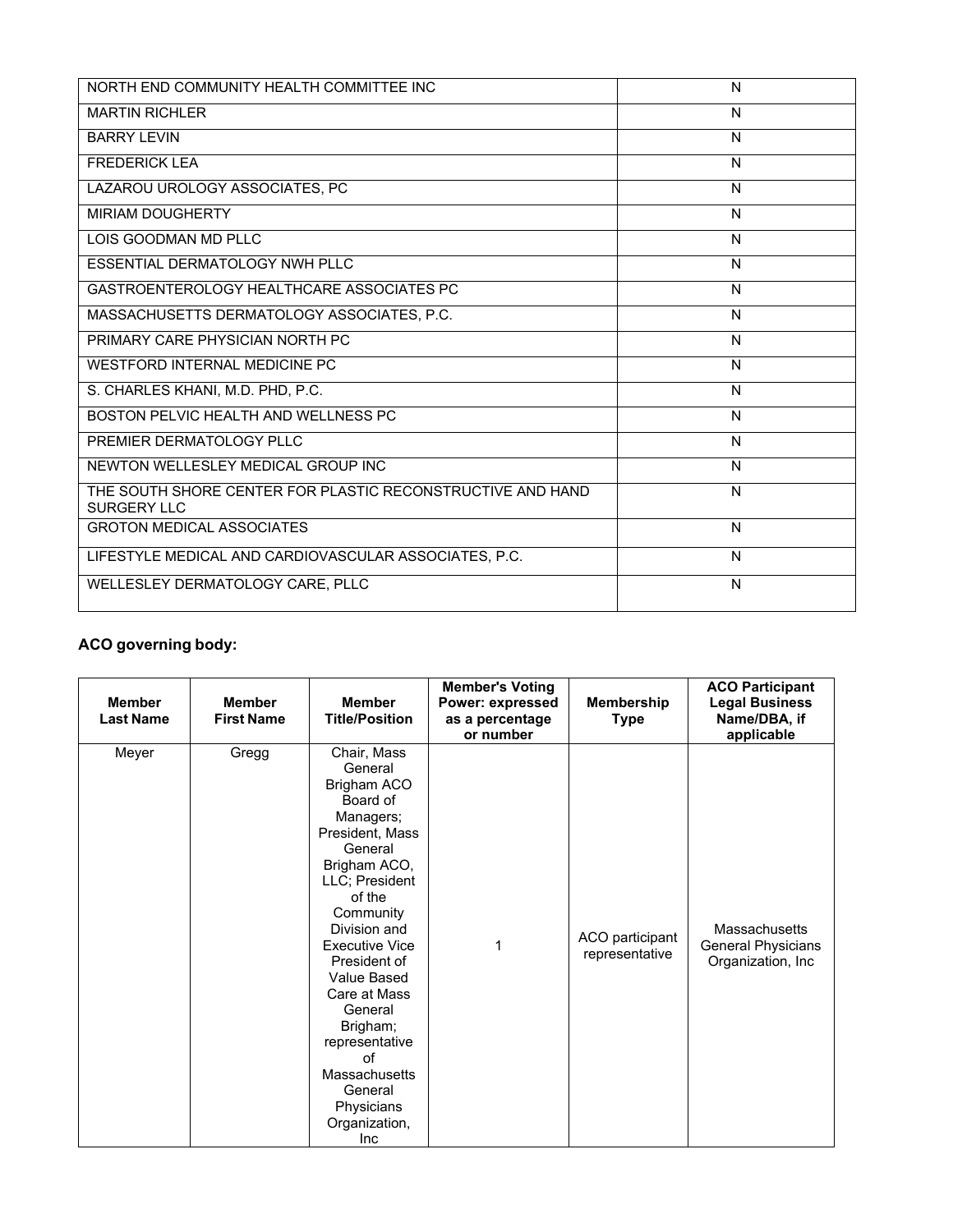| | |
|---|---|
| NORTH END COMMUNITY HEALTH COMMITTEE INC | N |
| MARTIN RICHLER | N |
| BARRY LEVIN | N |
| FREDERICK LEA | N |
| LAZAROU UROLOGY ASSOCIATES, PC | N |
| MIRIAM DOUGHERTY | N |
| LOIS GOODMAN MD PLLC | N |
| ESSENTIAL DERMATOLOGY NWH PLLC | N |
| GASTROENTEROLOGY HEALTHCARE ASSOCIATES PC | N |
| MASSACHUSETTS DERMATOLOGY ASSOCIATES, P.C. | N |
| PRIMARY CARE PHYSICIAN NORTH PC | N |
| WESTFORD INTERNAL MEDICINE PC | N |
| S. CHARLES KHANI, M.D. PHD, P.C. | N |
| BOSTON PELVIC HEALTH AND WELLNESS PC | N |
| PREMIER DERMATOLOGY PLLC | N |
| NEWTON WELLESLEY MEDICAL GROUP INC | N |
| THE SOUTH SHORE CENTER FOR PLASTIC RECONSTRUCTIVE AND HAND SURGERY LLC | N |
| GROTON MEDICAL ASSOCIATES | N |
| LIFESTYLE MEDICAL AND CARDIOVASCULAR ASSOCIATES, P.C. | N |
| WELLESLEY DERMATOLOGY CARE, PLLC | N |

**ACO governing body:**

| Member Last Name | Member First Name | Member Title/Position | Member's Voting Power: expressed as a percentage or number | Membership Type | ACO Participant Legal Business Name/DBA, if applicable |
|---|---|---|---|---|---|
| Meyer | Gregg | Chair, Mass General Brigham ACO Board of Managers; President, Mass General Brigham ACO, LLC; President of the Community Division and Executive Vice President of Value Based Care at Mass General Brigham; representative of Massachusetts General Physicians Organization, Inc | 1 | ACO participant representative | Massachusetts General Physicians Organization, Inc |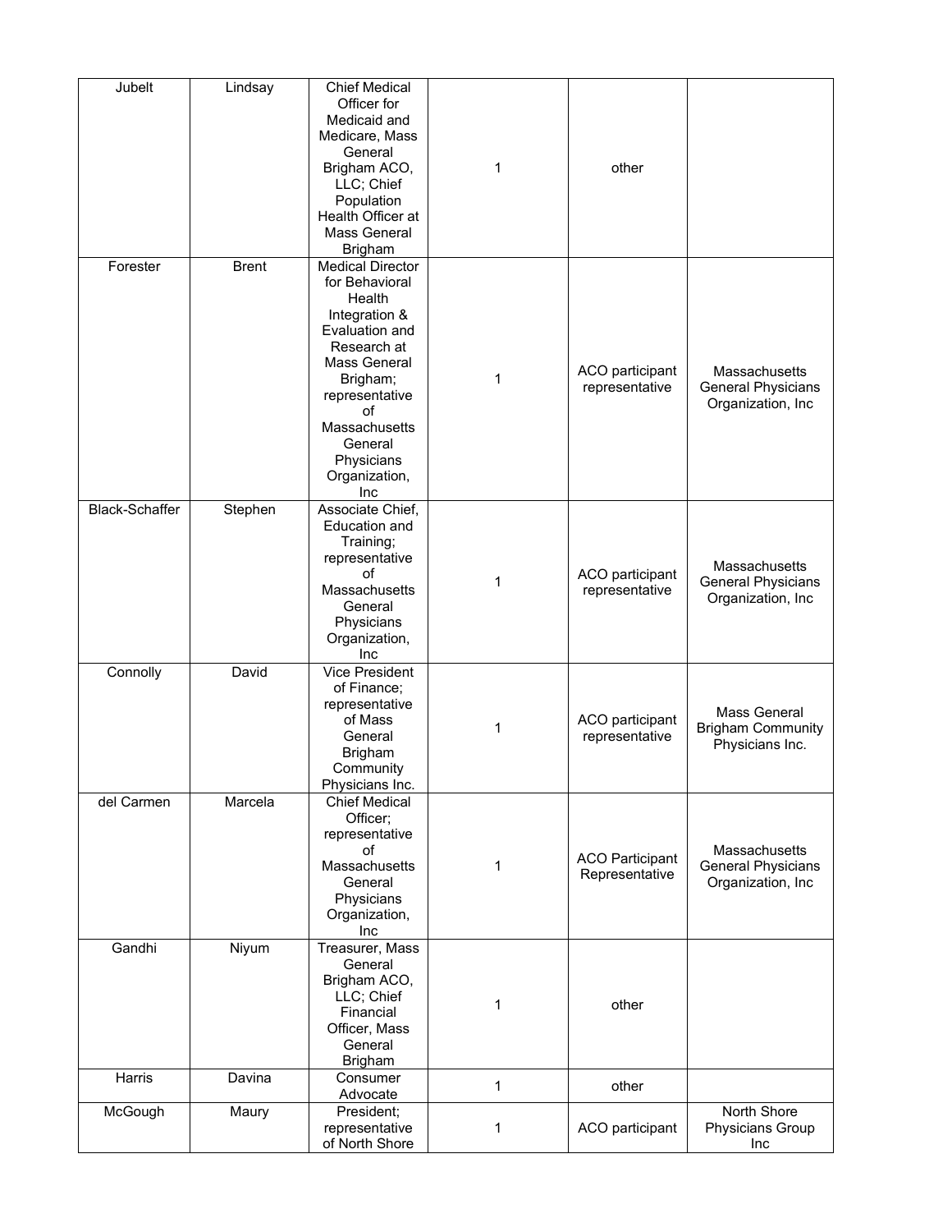| | | | | | |
|---|---|---|---|---|---|
| Jubelt | Lindsay | Chief Medical Officer for Medicaid and Medicare, Mass General Brigham ACO, LLC; Chief Population Health Officer at Mass General Brigham | 1 | other | |
| Forester | Brent | Medical Director for Behavioral Health Integration & Evaluation and Research at Mass General Brigham; representative of Massachusetts General Physicians Organization, Inc | 1 | ACO participant representative | Massachusetts General Physicians Organization, Inc |
| Black-Schaffer | Stephen | Associate Chief, Education and Training; representative of Massachusetts General Physicians Organization, Inc | 1 | ACO participant representative | Massachusetts General Physicians Organization, Inc |
| Connolly | David | Vice President of Finance; representative of Mass General Brigham Community Physicians Inc. | 1 | ACO participant representative | Mass General Brigham Community Physicians Inc. |
| del Carmen | Marcela | Chief Medical Officer; representative of Massachusetts General Physicians Organization, Inc | 1 | ACO Participant Representative | Massachusetts General Physicians Organization, Inc |
| Gandhi | Niyum | Treasurer, Mass General Brigham ACO, LLC; Chief Financial Officer, Mass General Brigham | 1 | other | |
| Harris | Davina | Consumer Advocate | 1 | other | |
| McGough | Maury | President; representative of North Shore | 1 | ACO participant | North Shore Physicians Group Inc |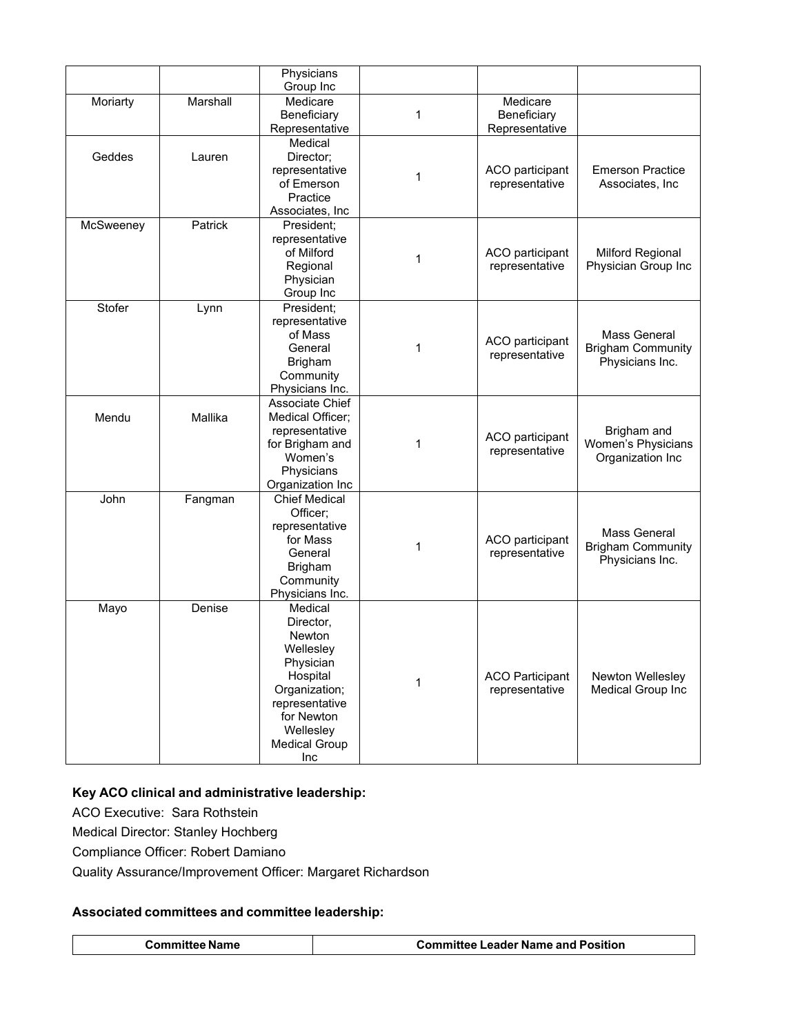| | | Physicians Group Inc | | | |
|---|---|---|---|---|---|
| Moriarty | Marshall | Medicare Beneficiary Representative | 1 | Medicare Beneficiary Representative | |
| Geddes | Lauren | Medical Director; representative of Emerson Practice Associates, Inc | 1 | ACO participant representative | Emerson Practice Associates, Inc |
| McSweeney | Patrick | President; representative of Milford Regional Physician Group Inc | 1 | ACO participant representative | Milford Regional Physician Group Inc |
| Stofer | Lynn | President; representative of Mass General Brigham Community Physicians Inc. | 1 | ACO participant representative | Mass General Brigham Community Physicians Inc. |
| Mendu | Mallika | Associate Chief Medical Officer; representative for Brigham and Women's Physicians Organization Inc | 1 | ACO participant representative | Brigham and Women's Physicians Organization Inc |
| John | Fangman | Chief Medical Officer; representative for Mass General Brigham Community Physicians Inc. | 1 | ACO participant representative | Mass General Brigham Community Physicians Inc. |
| Mayo | Denise | Medical Director, Newton Wellesley Physician Hospital Organization; representative for Newton Wellesley Medical Group Inc | 1 | ACO Participant representative | Newton Wellesley Medical Group Inc |

**Key ACO clinical and administrative leadership:**

ACO Executive: Sara Rothstein

Medical Director: Stanley Hochberg

Compliance Officer: Robert Damiano

Quality Assurance/Improvement Officer: Margaret Richardson

**Associated committees and committee leadership:**

| Committee Name | Committee Leader Name and Position |
|---|---|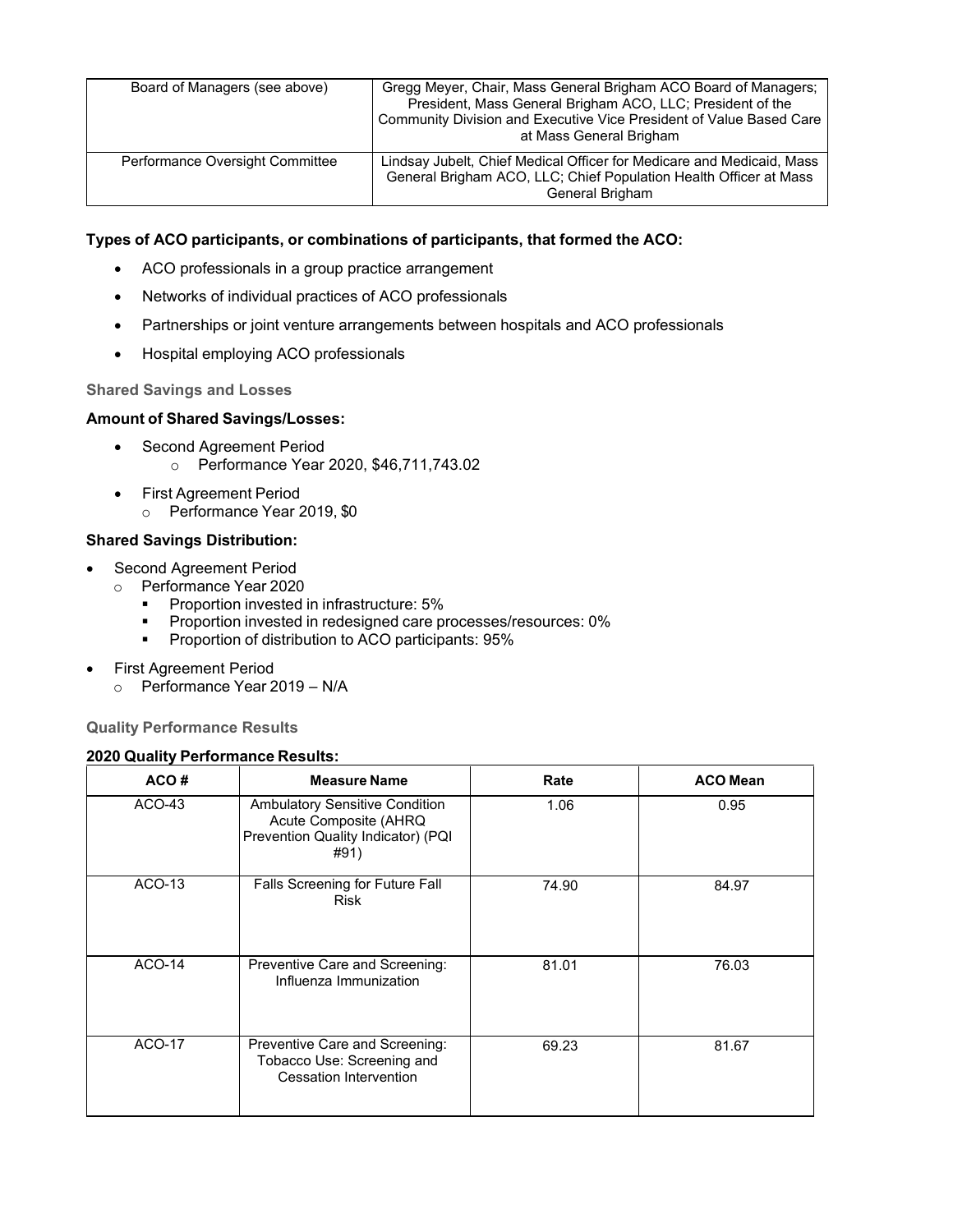| Board of Managers (see above) | Gregg Meyer, Chair, Mass General Brigham ACO Board of Managers; President, Mass General Brigham ACO, LLC; President of the Community Division and Executive Vice President of Value Based Care at Mass General Brigham |
|---|---|
| Performance Oversight Committee | Lindsay Jubelt, Chief Medical Officer for Medicare and Medicaid, Mass General Brigham ACO, LLC; Chief Population Health Officer at Mass General Brigham |

**Types of ACO participants, or combinations of participants, that formed the ACO:**

- ACO professionals in a group practice arrangement
- Networks of individual practices of ACO professionals
- Partnerships or joint venture arrangements between hospitals and ACO professionals
- Hospital employing ACO professionals

### Shared Savings and Losses

**Amount of Shared Savings/Losses:**

- Second Agreement Period
  - Performance Year 2020, $46,711,743.02
- First Agreement Period
  - Performance Year 2019, $0

**Shared Savings Distribution:**

- Second Agreement Period
  - Performance Year 2020
    - Proportion invested in infrastructure: 5%
    - Proportion invested in redesigned care processes/resources: 0%
    - Proportion of distribution to ACO participants: 95%
- First Agreement Period
  - Performance Year 2019 – N/A

### Quality Performance Results

**2020 Quality Performance Results:**

| ACO # | Measure Name | Rate | ACO Mean |
|---|---|---|---|
| ACO-43 | Ambulatory Sensitive Condition Acute Composite (AHRQ Prevention Quality Indicator) (PQI #91) | 1.06 | 0.95 |
| ACO-13 | Falls Screening for Future Fall Risk | 74.90 | 84.97 |
| ACO-14 | Preventive Care and Screening: Influenza Immunization | 81.01 | 76.03 |
| ACO-17 | Preventive Care and Screening: Tobacco Use: Screening and Cessation Intervention | 69.23 | 81.67 |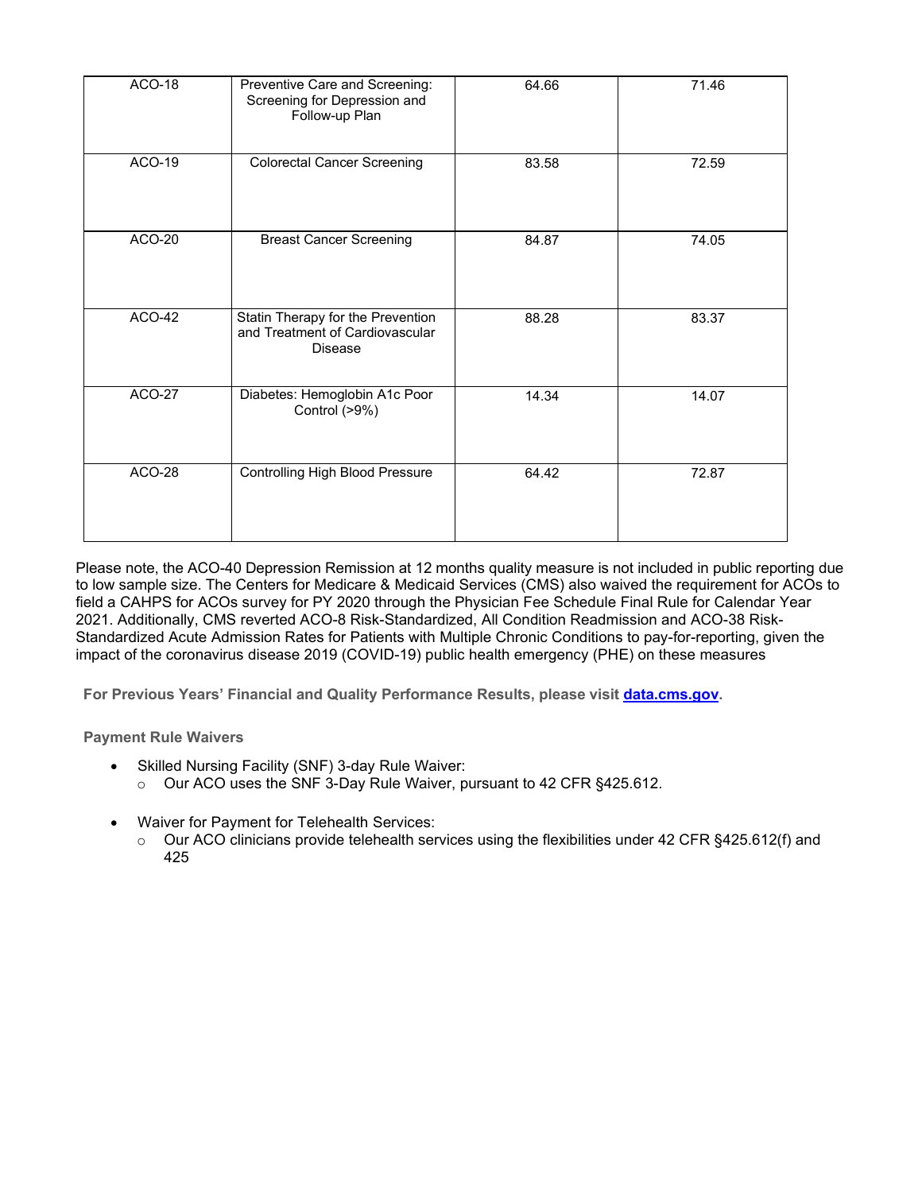| | | | |
|---|---|---|---|
| ACO-18 | Preventive Care and Screening: Screening for Depression and Follow-up Plan | 64.66 | 71.46 |
| ACO-19 | Colorectal Cancer Screening | 83.58 | 72.59 |
| ACO-20 | Breast Cancer Screening | 84.87 | 74.05 |
| ACO-42 | Statin Therapy for the Prevention and Treatment of Cardiovascular Disease | 88.28 | 83.37 |
| ACO-27 | Diabetes: Hemoglobin A1c Poor Control (>9%) | 14.34 | 14.07 |
| ACO-28 | Controlling High Blood Pressure | 64.42 | 72.87 |

Please note, the ACO-40 Depression Remission at 12 months quality measure is not included in public reporting due to low sample size. The Centers for Medicare & Medicaid Services (CMS) also waived the requirement for ACOs to field a CAHPS for ACOs survey for PY 2020 through the Physician Fee Schedule Final Rule for Calendar Year 2021. Additionally, CMS reverted ACO-8 Risk-Standardized, All Condition Readmission and ACO-38 Risk-Standardized Acute Admission Rates for Patients with Multiple Chronic Conditions to pay-for-reporting, given the impact of the coronavirus disease 2019 (COVID-19) public health emergency (PHE) on these measures

**For Previous Years' Financial and Quality Performance Results, please visit [data.cms.gov](data.cms.gov).**

**Payment Rule Waivers**

- Skilled Nursing Facility (SNF) 3-day Rule Waiver:
  - Our ACO uses the SNF 3-Day Rule Waiver, pursuant to 42 CFR §425.612.
- Waiver for Payment for Telehealth Services:
  - Our ACO clinicians provide telehealth services using the flexibilities under 42 CFR §425.612(f) and 425